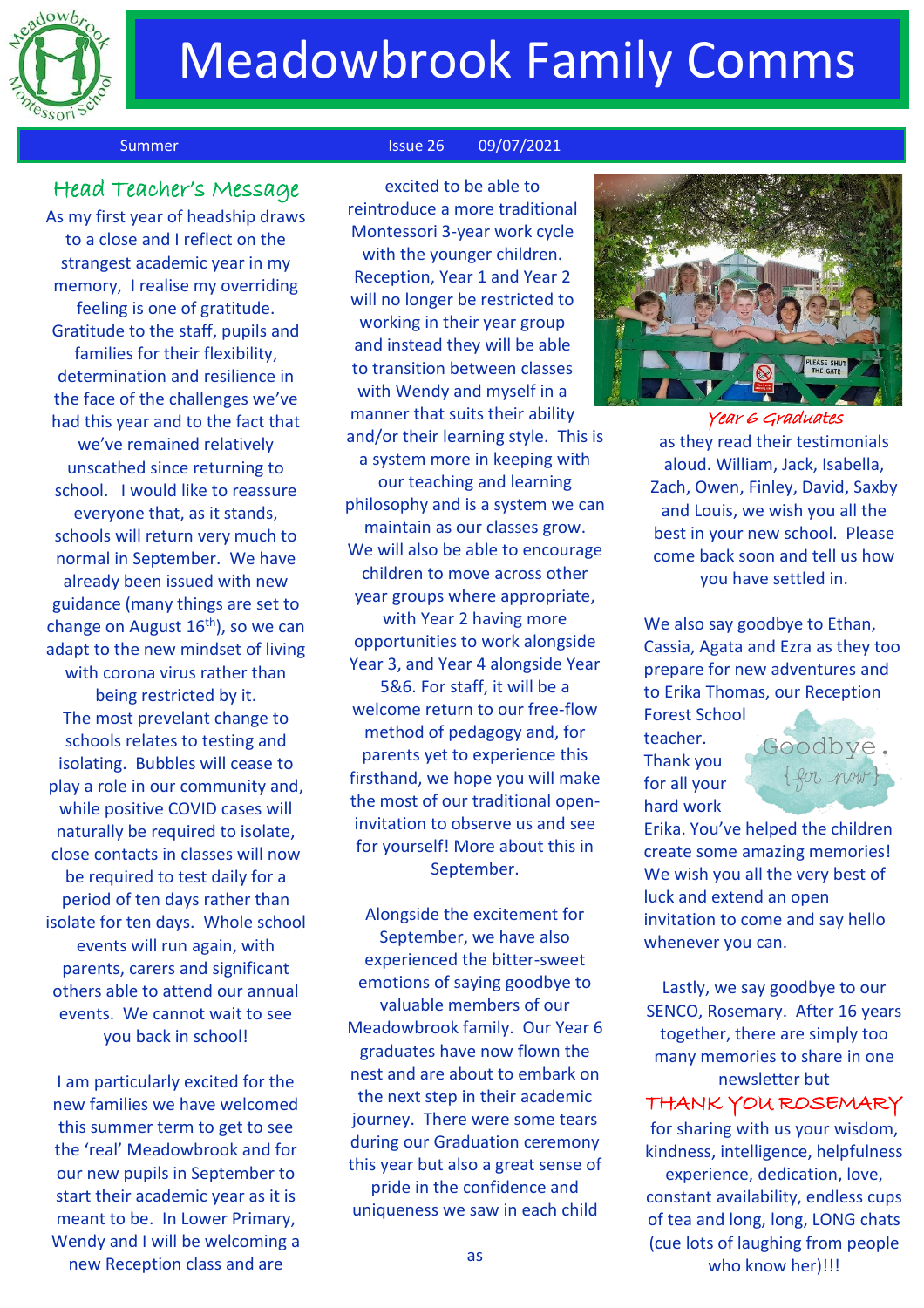# Meadowbrook Family Comms

Summer Issue 26 09/07/2021

## Head Teacher's Message

As my first year of headship draws to a close and I reflect on the strangest academic year in my memory, I realise my overriding feeling is one of gratitude. Gratitude to the staff, pupils and families for their flexibility, determination and resilience in the face of the challenges we've had this year and to the fact that we've remained relatively unscathed since returning to school. I would like to reassure everyone that, as it stands, schools will return very much to normal in September. We have already been issued with new guidance (many things are set to change on August 16th), so we can adapt to the new mindset of living with corona virus rather than being restricted by it.

The most prevalent change to schools relates to testing and isolating. Bubbles will cease to play a role in our community and, while positive COVID cases will naturally be required to isolate, close contacts in classes will now be required to test daily for a period of ten days rather than isolate for ten days. Whole school events will run again, with parents, carers and significant others able to attend our annual events. We cannot wait to see you back in school!

I am particularly excited for the new families we have welcomed this summer term to get to see the 'real' Meadowbrook and for our new pupils in September to start their academic year as it is meant to be. In Lower Primary, Wendy and I will be welcoming a new Reception class and are excited to be able to reintroduce a more traditional Montessori 3-year work cycle with the younger children. Reception, Year 1 and Year 2 will no longer be restricted to working in their year group and instead they will be able to transition between classes with Wendy and myself in a manner that suits their ability and/or their learning style. This is a system more in keeping with our teaching and learning philosophy and is a system we can maintain as our classes grow. We will also be able to encourage children to move across other year groups where appropriate, with Year 2 having more opportunities to work alongside Year 3, and Year 4 alongside Year 5&6. For staff, it will be a welcome return to our free-flow method of pedagogy and, for parents yet to experience this firsthand, we hope you will make the most of our traditional open-invitation to observe us and see for yourself! More about this in September.

Alongside the excitement for September, we have also experienced the bitter-sweet emotions of saying goodbye to valuable members of our Meadowbrook family. Our Year 6 graduates have now flown the nest and are about to embark on the next step in their academic journey. There were some tears during our Graduation ceremony this year but also a great sense of pride in the confidence and uniqueness we saw in each child as

*Year 6 Graduates*

as they read their testimonials aloud. William, Jack, Isabella, Zach, Owen, Finley, David, Saxby and Louis, we wish you all the best in your new school. Please come back soon and tell us how you have settled in.

We also say goodbye to Ethan, Cassia, Agata and Ezra as they too prepare for new adventures and to Erika Thomas, our Reception Forest School teacher. Thank you for all your hard work Erika. You've helped the children create some amazing memories! We wish you all the very best of luck and extend an open invitation to come and say hello whenever you can.

Lastly, we say goodbye to our SENCO, Rosemary. After 16 years together, there are simply too many memories to share in one newsletter but

THANK YOU ROSEMARY

for sharing with us your wisdom, kindness, intelligence, helpfulness experience, dedication, love, constant availability, endless cups of tea and long, long, LONG chats (cue lots of laughing from people who know her)!!!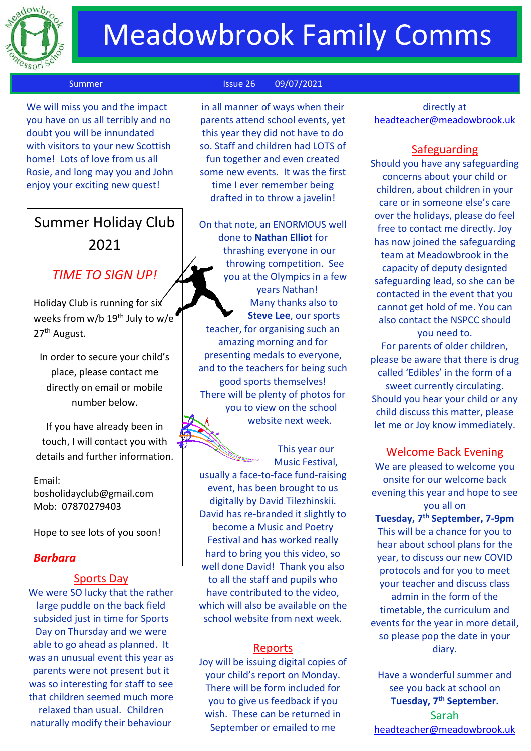# Meadowbrook Family Comms

Summer Issue 26 09/07/2021

We will miss you and the impact you have on us all terribly and no doubt you will be innundated with visitors to your new Scottish home! Lots of love from us all Rosie, and long may you and John enjoy your exciting new quest!

## Summer Holiday Club 2021

*TIME TO SIGN UP!*

Holiday Club is running for six weeks from w/b 19th July to w/e 27th August.

In order to secure your child's place, please contact me directly on email or mobile number below.

If you have already been in touch, I will contact you with details and further information.

Email: bosholidayclub@gmail.com
Mob: 07870279403

Hope to see lots of you soon!

***Barbara***

## Sports Day

We were SO lucky that the rather large puddle on the back field subsided just in time for Sports Day on Thursday and we were able to go ahead as planned. It was an unusual event this year as parents were not present but it was so interesting for staff to see that children seemed much more relaxed than usual. Children naturally modify their behaviour in all manner of ways when their parents attend school events, yet this year they did not have to do so. Staff and children had LOTS of fun together and even created some new events. It was the first time I ever remember being drafted in to throw a javelin!

On that note, an ENORMOUS well done to **Nathan Elliot** for thrashing everyone in our throwing competition. See you at the Olympics in a few years Nathan! Many thanks also to **Steve Lee**, our sports teacher, for organising such an amazing morning and for presenting medals to everyone, and to the teachers for being such good sports themselves! There will be plenty of photos for you to view on the school website next week.

This year our Music Festival, usually a face-to-face fund-raising event, has been brought to us digitally by David Tilezhinskii. David has re-branded it slightly to become a Music and Poetry Festival and has worked really hard to bring you this video, so well done David! Thank you also to all the staff and pupils who have contributed to the video, which will also be available on the school website from next week.

## Reports

Joy will be issuing digital copies of your child's report on Monday. There will be form included for you to give us feedback if you wish. These can be returned in September or emailed to me directly at headteacher@meadowbrook.uk

## Safeguarding

Should you have any safeguarding concerns about your child or children, about children in your care or in someone else's care over the holidays, please do feel free to contact me directly. Joy has now joined the safeguarding team at Meadowbrook in the capacity of deputy designted safeguarding lead, so she can be contacted in the event that you cannot get hold of me. You can also contact the NSPCC should you need to.

For parents of older children, please be aware that there is drug called 'Edibles' in the form of a sweet currently circulating. Should you hear your child or any child discuss this matter, please let me or Joy know immediately.

## Welcome Back Evening

We are pleased to welcome you onsite for our welcome back evening this year and hope to see you all on

**Tuesday, 7th September, 7-9pm**

This will be a chance for you to hear about school plans for the year, to discuss our new COVID protocols and for you to meet your teacher and discuss class admin in the form of the timetable, the curriculum and events for the year in more detail, so please pop the date in your diary.

Have a wonderful summer and see you back at school on **Tuesday, 7th September.**

Sarah

headteacher@meadowbrook.uk